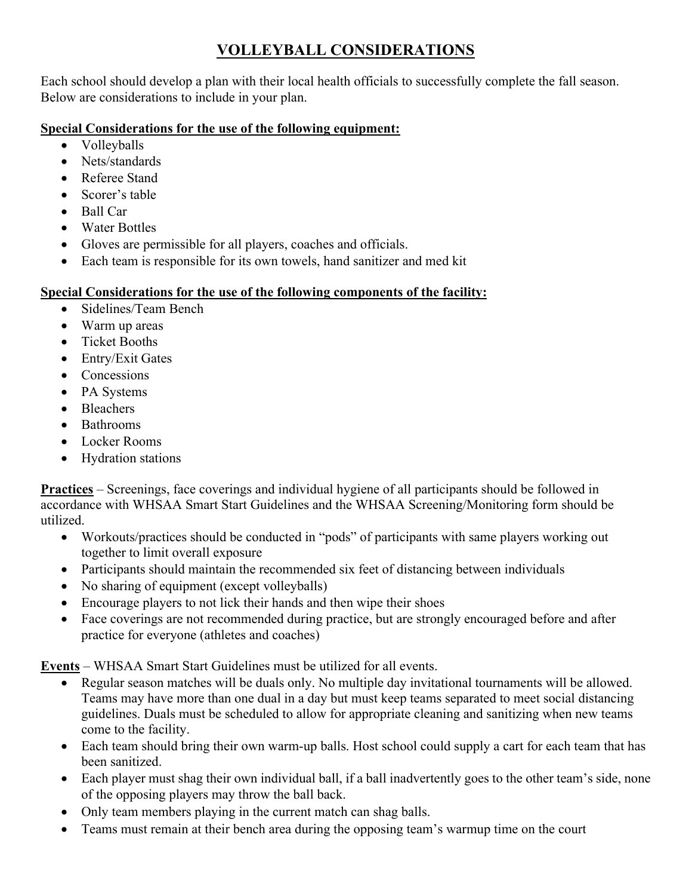# VOLLEYBALL CONSIDERATIONS

Each school should develop a plan with their local health officials to successfully complete the fall season. Below are considerations to include in your plan.

**Special Considerations for the use of the following equipment:**

- Volleyballs
- Nets/standards
- Referee Stand
- Scorer's table
- Ball Car
- Water Bottles
- Gloves are permissible for all players, coaches and officials.
- Each team is responsible for its own towels, hand sanitizer and med kit

**Special Considerations for the use of the following components of the facility:**

- Sidelines/Team Bench
- Warm up areas
- Ticket Booths
- Entry/Exit Gates
- Concessions
- PA Systems
- Bleachers
- Bathrooms
- Locker Rooms
- Hydration stations

**Practices** – Screenings, face coverings and individual hygiene of all participants should be followed in accordance with WHSAA Smart Start Guidelines and the WHSAA Screening/Monitoring form should be utilized.

- Workouts/practices should be conducted in "pods" of participants with same players working out together to limit overall exposure
- Participants should maintain the recommended six feet of distancing between individuals
- No sharing of equipment (except volleyballs)
- Encourage players to not lick their hands and then wipe their shoes
- Face coverings are not recommended during practice, but are strongly encouraged before and after practice for everyone (athletes and coaches)

**Events** – WHSAA Smart Start Guidelines must be utilized for all events.

- Regular season matches will be duals only. No multiple day invitational tournaments will be allowed. Teams may have more than one dual in a day but must keep teams separated to meet social distancing guidelines. Duals must be scheduled to allow for appropriate cleaning and sanitizing when new teams come to the facility.
- Each team should bring their own warm-up balls. Host school could supply a cart for each team that has been sanitized.
- Each player must shag their own individual ball, if a ball inadvertently goes to the other team's side, none of the opposing players may throw the ball back.
- Only team members playing in the current match can shag balls.
- Teams must remain at their bench area during the opposing team's warmup time on the court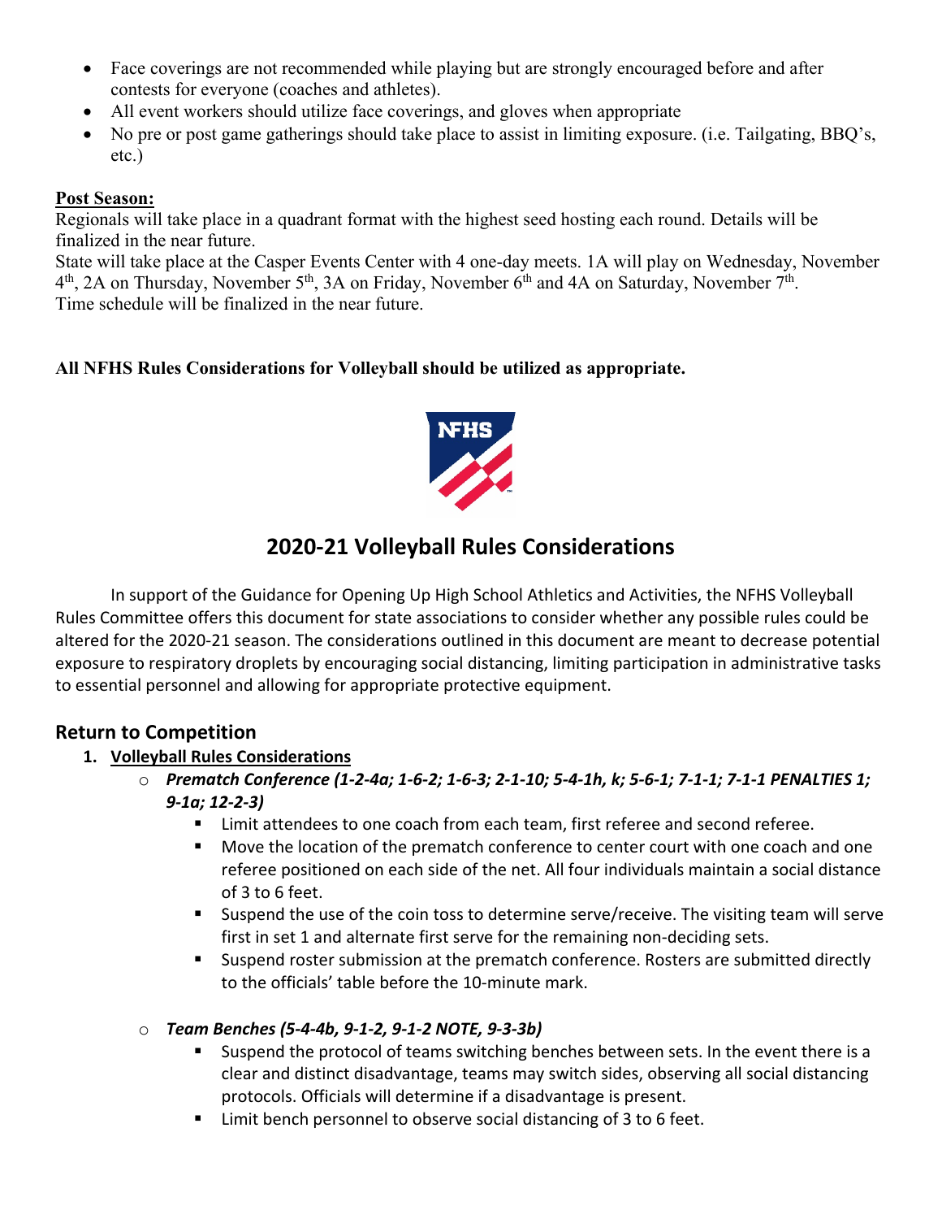- Face coverings are not recommended while playing but are strongly encouraged before and after contests for everyone (coaches and athletes).
- All event workers should utilize face coverings, and gloves when appropriate
- No pre or post game gatherings should take place to assist in limiting exposure. (i.e. Tailgating, BBQ's, etc.)

**Post Season:**

Regionals will take place in a quadrant format with the highest seed hosting each round. Details will be finalized in the near future.

State will take place at the Casper Events Center with 4 one-day meets. 1A will play on Wednesday, November 4th, 2A on Thursday, November 5th, 3A on Friday, November 6th and 4A on Saturday, November 7th.
Time schedule will be finalized in the near future.

**All NFHS Rules Considerations for Volleyball should be utilized as appropriate.**

## 2020-21 Volleyball Rules Considerations

In support of the Guidance for Opening Up High School Athletics and Activities, the NFHS Volleyball Rules Committee offers this document for state associations to consider whether any possible rules could be altered for the 2020-21 season. The considerations outlined in this document are meant to decrease potential exposure to respiratory droplets by encouraging social distancing, limiting participation in administrative tasks to essential personnel and allowing for appropriate protective equipment.

### Return to Competition

1. **Volleyball Rules Considerations**
   - ***Prematch Conference (1-2-4a; 1-6-2; 1-6-3; 2-1-10; 5-4-1h, k; 5-6-1; 7-1-1; 7-1-1 PENALTIES 1; 9-1a; 12-2-3)***
     - Limit attendees to one coach from each team, first referee and second referee.
     - Move the location of the prematch conference to center court with one coach and one referee positioned on each side of the net. All four individuals maintain a social distance of 3 to 6 feet.
     - Suspend the use of the coin toss to determine serve/receive. The visiting team will serve first in set 1 and alternate first serve for the remaining non-deciding sets.
     - Suspend roster submission at the prematch conference. Rosters are submitted directly to the officials' table before the 10-minute mark.
   - ***Team Benches (5-4-4b, 9-1-2, 9-1-2 NOTE, 9-3-3b)***
     - Suspend the protocol of teams switching benches between sets. In the event there is a clear and distinct disadvantage, teams may switch sides, observing all social distancing protocols. Officials will determine if a disadvantage is present.
     - Limit bench personnel to observe social distancing of 3 to 6 feet.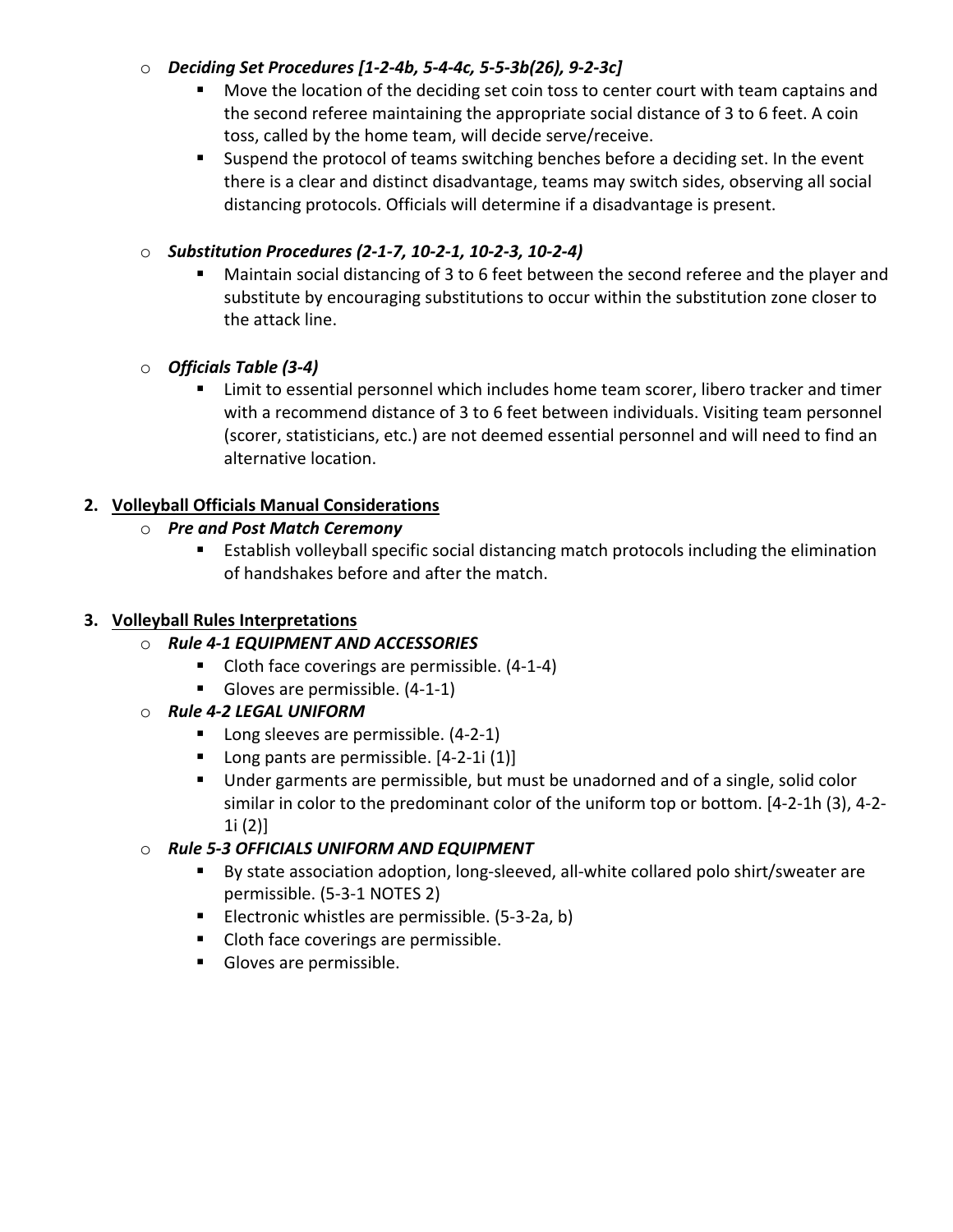- ***Deciding Set Procedures [1-2-4b, 5-4-4c, 5-5-3b(26), 9-2-3c]***
    - Move the location of the deciding set coin toss to center court with team captains and the second referee maintaining the appropriate social distance of 3 to 6 feet. A coin toss, called by the home team, will decide serve/receive.
    - Suspend the protocol of teams switching benches before a deciding set. In the event there is a clear and distinct disadvantage, teams may switch sides, observing all social distancing protocols. Officials will determine if a disadvantage is present.

- ***Substitution Procedures (2-1-7, 10-2-1, 10-2-3, 10-2-4)***
    - Maintain social distancing of 3 to 6 feet between the second referee and the player and substitute by encouraging substitutions to occur within the substitution zone closer to the attack line.

- ***Officials Table (3-4)***
    - Limit to essential personnel which includes home team scorer, libero tracker and timer with a recommend distance of 3 to 6 feet between individuals. Visiting team personnel (scorer, statisticians, etc.) are not deemed essential personnel and will need to find an alternative location.

**2. <u>Volleyball Officials Manual Considerations</u>**

- ***Pre and Post Match Ceremony***
    - Establish volleyball specific social distancing match protocols including the elimination of handshakes before and after the match.

**3. <u>Volleyball Rules Interpretations</u>**

- ***Rule 4-1 EQUIPMENT AND ACCESSORIES***
    - Cloth face coverings are permissible. (4-1-4)
    - Gloves are permissible. (4-1-1)
- ***Rule 4-2 LEGAL UNIFORM***
    - Long sleeves are permissible. (4-2-1)
    - Long pants are permissible. [4-2-1i (1)]
    - Under garments are permissible, but must be unadorned and of a single, solid color similar in color to the predominant color of the uniform top or bottom. [4-2-1h (3), 4-2-1i (2)]
- ***Rule 5-3 OFFICIALS UNIFORM AND EQUIPMENT***
    - By state association adoption, long-sleeved, all-white collared polo shirt/sweater are permissible. (5-3-1 NOTES 2)
    - Electronic whistles are permissible. (5-3-2a, b)
    - Cloth face coverings are permissible.
    - Gloves are permissible.